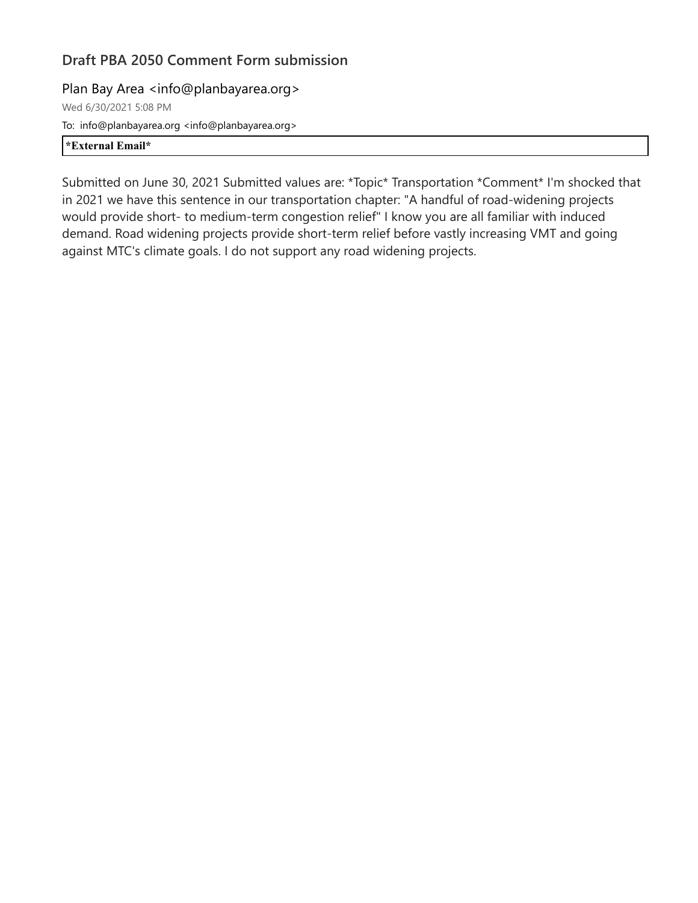## Draft PBA 2050 Comment Form submission

Plan Bay Area <info@planbayarea.org>

Wed 6/30/2021 5:08 PM

To: info@planbayarea.org <info@planbayarea.org>

**\*External Email\***

Submitted on June 30, 2021 Submitted values are: *Topic* Transportation *Comment* I'm shocked that in 2021 we have this sentence in our transportation chapter: "A handful of road-widening projects would provide short- to medium-term congestion relief" I know you are all familiar with induced demand. Road widening projects provide short-term relief before vastly increasing VMT and going against MTC's climate goals. I do not support any road widening projects.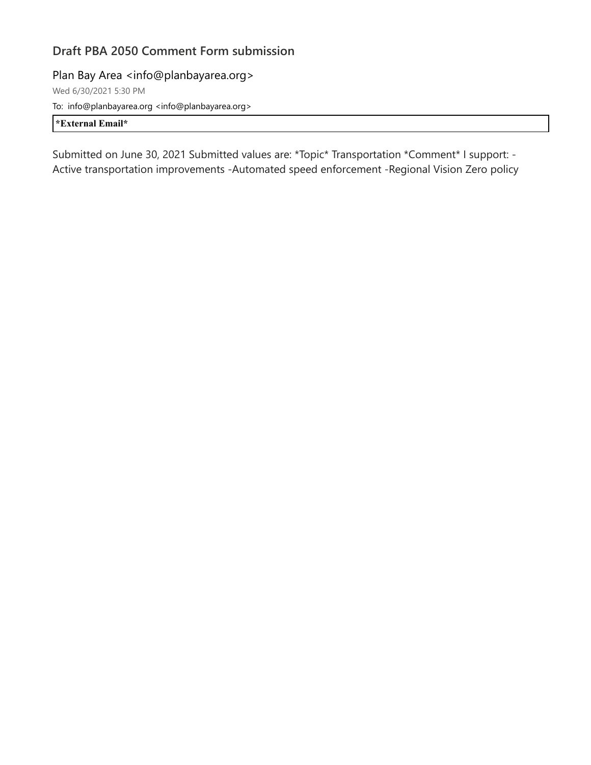## Draft PBA 2050 Comment Form submission

Plan Bay Area <info@planbayarea.org>

Wed 6/30/2021 5:30 PM

To: info@planbayarea.org <info@planbayarea.org>

**\*External Email\***

Submitted on June 30, 2021 Submitted values are: *Topic* Transportation *Comment* I support: - Active transportation improvements -Automated speed enforcement -Regional Vision Zero policy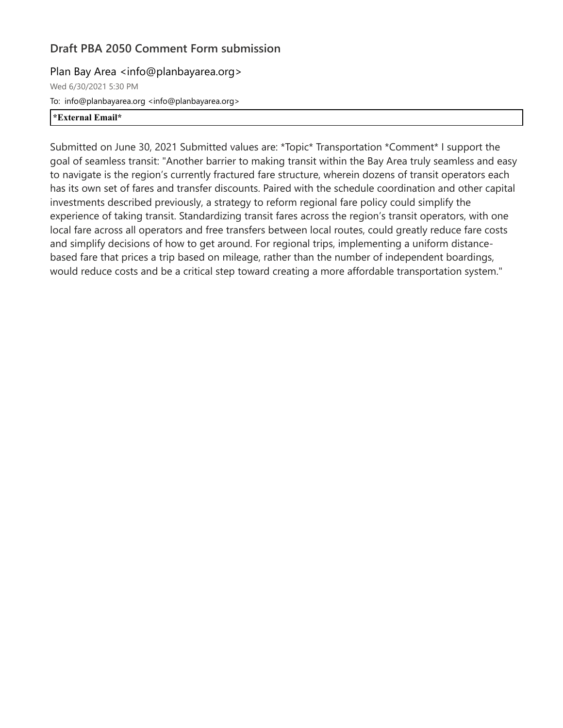## Draft PBA 2050 Comment Form submission

Plan Bay Area <info@planbayarea.org>

Wed 6/30/2021 5:30 PM

To: info@planbayarea.org <info@planbayarea.org>

**\*External Email\***

Submitted on June 30, 2021 Submitted values are: *Topic* Transportation *Comment* I support the goal of seamless transit: "Another barrier to making transit within the Bay Area truly seamless and easy to navigate is the region's currently fractured fare structure, wherein dozens of transit operators each has its own set of fares and transfer discounts. Paired with the schedule coordination and other capital investments described previously, a strategy to reform regional fare policy could simplify the experience of taking transit. Standardizing transit fares across the region's transit operators, with one local fare across all operators and free transfers between local routes, could greatly reduce fare costs and simplify decisions of how to get around. For regional trips, implementing a uniform distance-based fare that prices a trip based on mileage, rather than the number of independent boardings, would reduce costs and be a critical step toward creating a more affordable transportation system."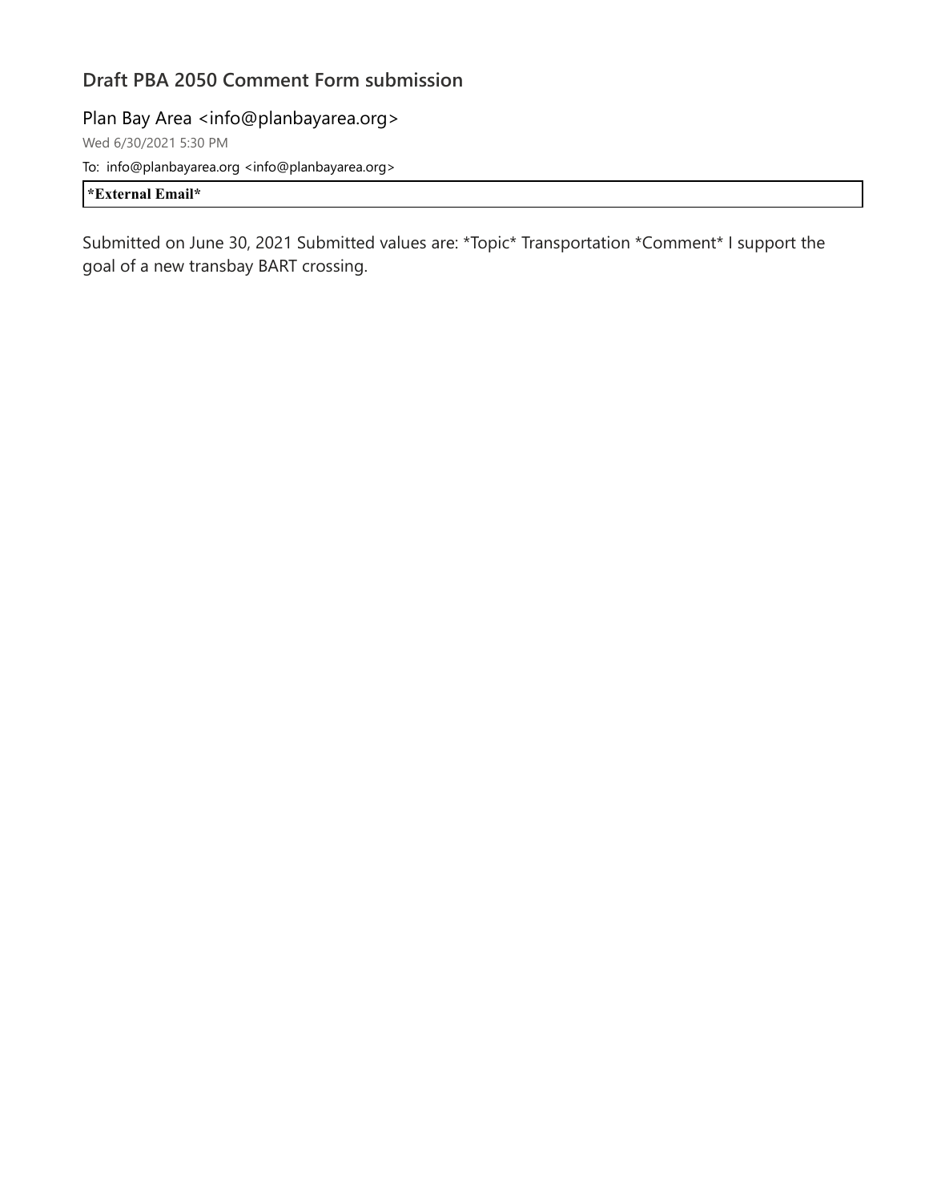## Draft PBA 2050 Comment Form submission

Plan Bay Area <info@planbayarea.org>

Wed 6/30/2021 5:30 PM

To: info@planbayarea.org <info@planbayarea.org>

**\*External Email\***

Submitted on June 30, 2021 Submitted values are: *Topic* Transportation *Comment* I support the goal of a new transbay BART crossing.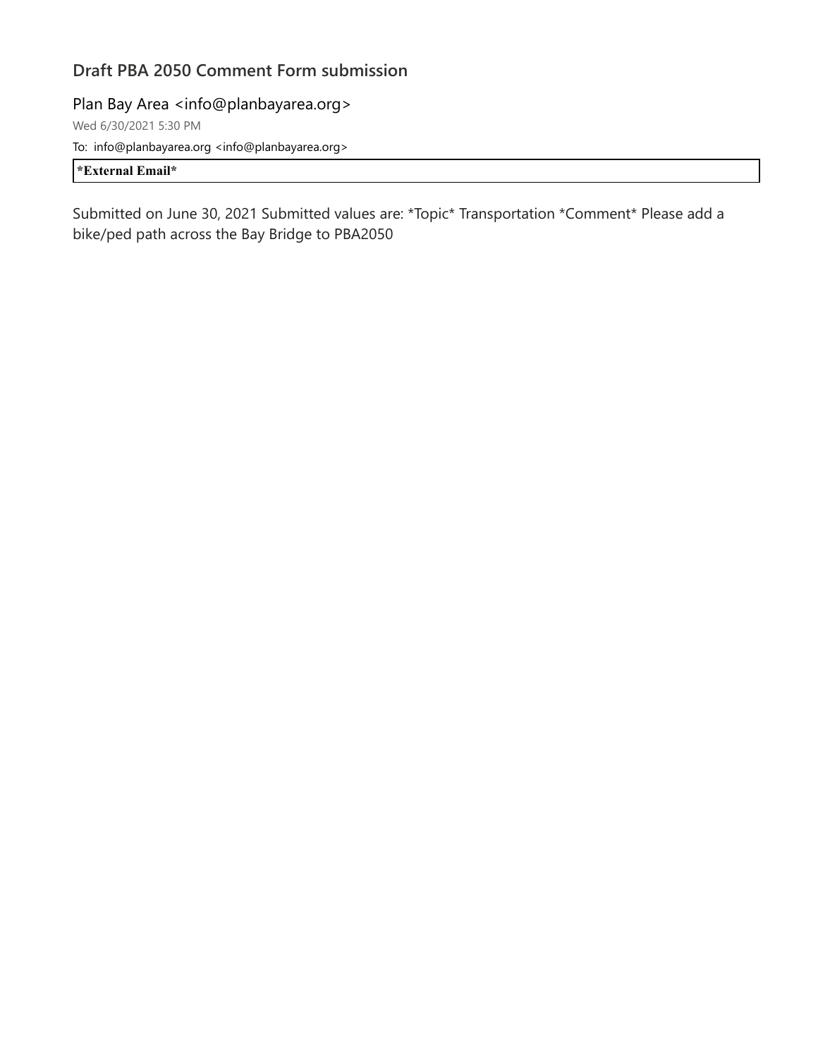## Draft PBA 2050 Comment Form submission

Plan Bay Area <info@planbayarea.org>

Wed 6/30/2021 5:30 PM

To: info@planbayarea.org <info@planbayarea.org>

**\*External Email\***

Submitted on June 30, 2021 Submitted values are: *Topic* Transportation *Comment* Please add a bike/ped path across the Bay Bridge to PBA2050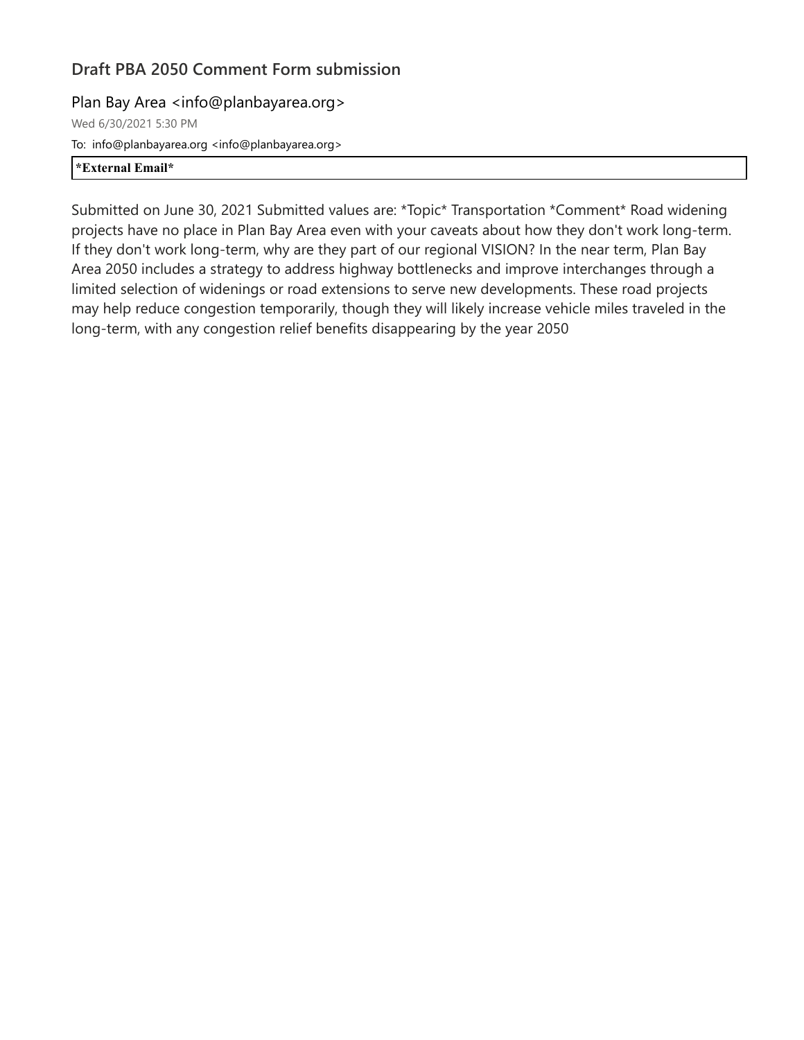## Draft PBA 2050 Comment Form submission

Plan Bay Area <info@planbayarea.org>

Wed 6/30/2021 5:30 PM

To: info@planbayarea.org <info@planbayarea.org>

**\*External Email\***

Submitted on June 30, 2021 Submitted values are: *Topic* Transportation *Comment* Road widening projects have no place in Plan Bay Area even with your caveats about how they don't work long-term. If they don't work long-term, why are they part of our regional VISION? In the near term, Plan Bay Area 2050 includes a strategy to address highway bottlenecks and improve interchanges through a limited selection of widenings or road extensions to serve new developments. These road projects may help reduce congestion temporarily, though they will likely increase vehicle miles traveled in the long-term, with any congestion relief benefits disappearing by the year 2050